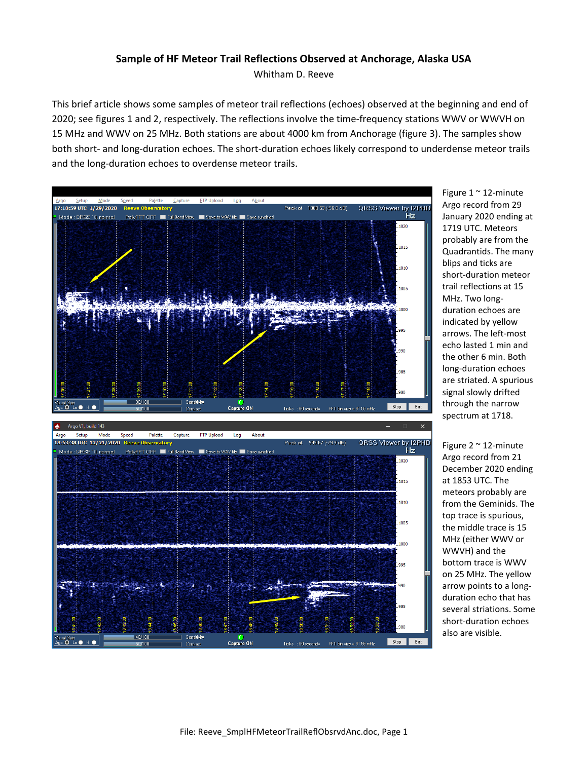# Sample of HF Meteor Trail Reflections Observed at Anchorage, Alaska USA

Whitham D. Reeve

This brief article shows some samples of meteor trail reflections (echoes) observed at the beginning and end of 2020; see figures 1 and 2, respectively. The reflections involve the time-frequency stations WWV or WWVH on 15 MHz and WWV on 25 MHz. Both stations are about 4000 km from Anchorage (figure 3). The samples show both short- and long-duration echoes. The short-duration echoes likely correspond to underdense meteor trails and the long-duration echoes to overdense meteor trails.

Figure 1 ~ 12-minute Argo record from 29 January 2020 ending at 1719 UTC. Meteors probably are from the Quadrantids. The many blips and ticks are short-duration meteor trail reflections at 15 MHz. Two long-duration echoes are indicated by yellow arrows. The left-most echo lasted 1 min and the other 6 min. Both long-duration echoes are striated. A spurious signal slowly drifted through the narrow spectrum at 1718.

Figure 2 ~ 12-minute Argo record from 21 December 2020 ending at 1853 UTC. The meteors probably are from the Geminids. The top trace is spurious, the middle trace is 15 MHz (either WWV or WWVH) and the bottom trace is WWV on 25 MHz. The yellow arrow points to a long-duration echo that has several striations. Some short-duration echoes also are visible.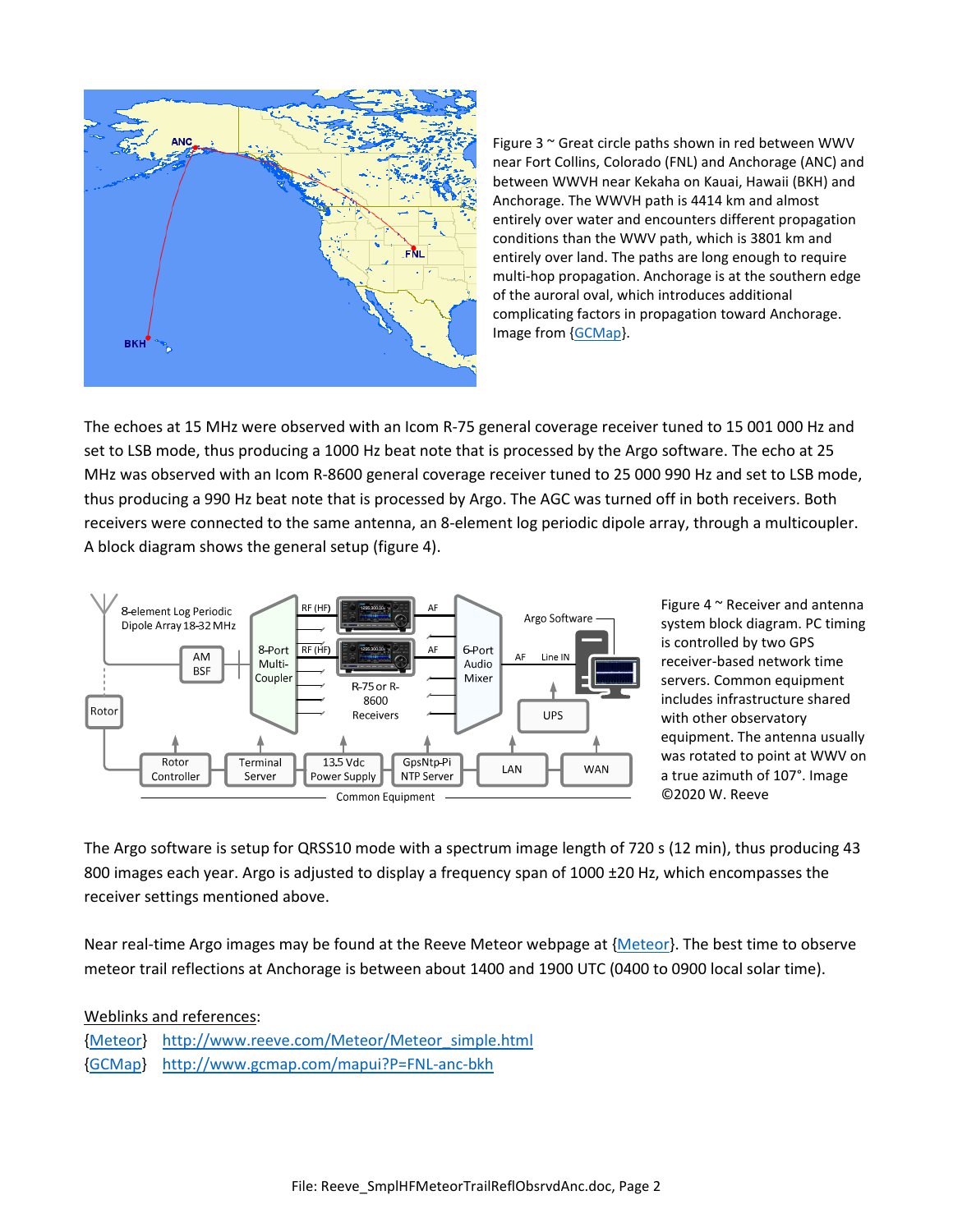Figure 3 ~ Great circle paths shown in red between WWV near Fort Collins, Colorado (FNL) and Anchorage (ANC) and between WWVH near Kekaha on Kauai, Hawaii (BKH) and Anchorage. The WWVH path is 4414 km and almost entirely over water and encounters different propagation conditions than the WWV path, which is 3801 km and entirely over land. The paths are long enough to require multi-hop propagation. Anchorage is at the southern edge of the auroral oval, which introduces additional complicating factors in propagation toward Anchorage. Image from {GCMap}.

The echoes at 15 MHz were observed with an Icom R-75 general coverage receiver tuned to 15 001 000 Hz and set to LSB mode, thus producing a 1000 Hz beat note that is processed by the Argo software. The echo at 25 MHz was observed with an Icom R-8600 general coverage receiver tuned to 25 000 990 Hz and set to LSB mode, thus producing a 990 Hz beat note that is processed by Argo. The AGC was turned off in both receivers. Both receivers were connected to the same antenna, an 8-element log periodic dipole array, through a multicoupler. A block diagram shows the general setup (figure 4).

Figure 4 ~ Receiver and antenna system block diagram. PC timing is controlled by two GPS receiver-based network time servers. Common equipment includes infrastructure shared with other observatory equipment. The antenna usually was rotated to point at WWV on a true azimuth of 107°. Image ©2020 W. Reeve

The Argo software is setup for QRSS10 mode with a spectrum image length of 720 s (12 min), thus producing 43 800 images each year. Argo is adjusted to display a frequency span of 1000 ±20 Hz, which encompasses the receiver settings mentioned above.

Near real-time Argo images may be found at the Reeve Meteor webpage at {Meteor}. The best time to observe meteor trail reflections at Anchorage is between about 1400 and 1900 UTC (0400 to 0900 local solar time).

Weblinks and references:

{Meteor} http://www.reeve.com/Meteor/Meteor_simple.html

{GCMap} http://www.gcmap.com/mapui?P=FNL-anc-bkh